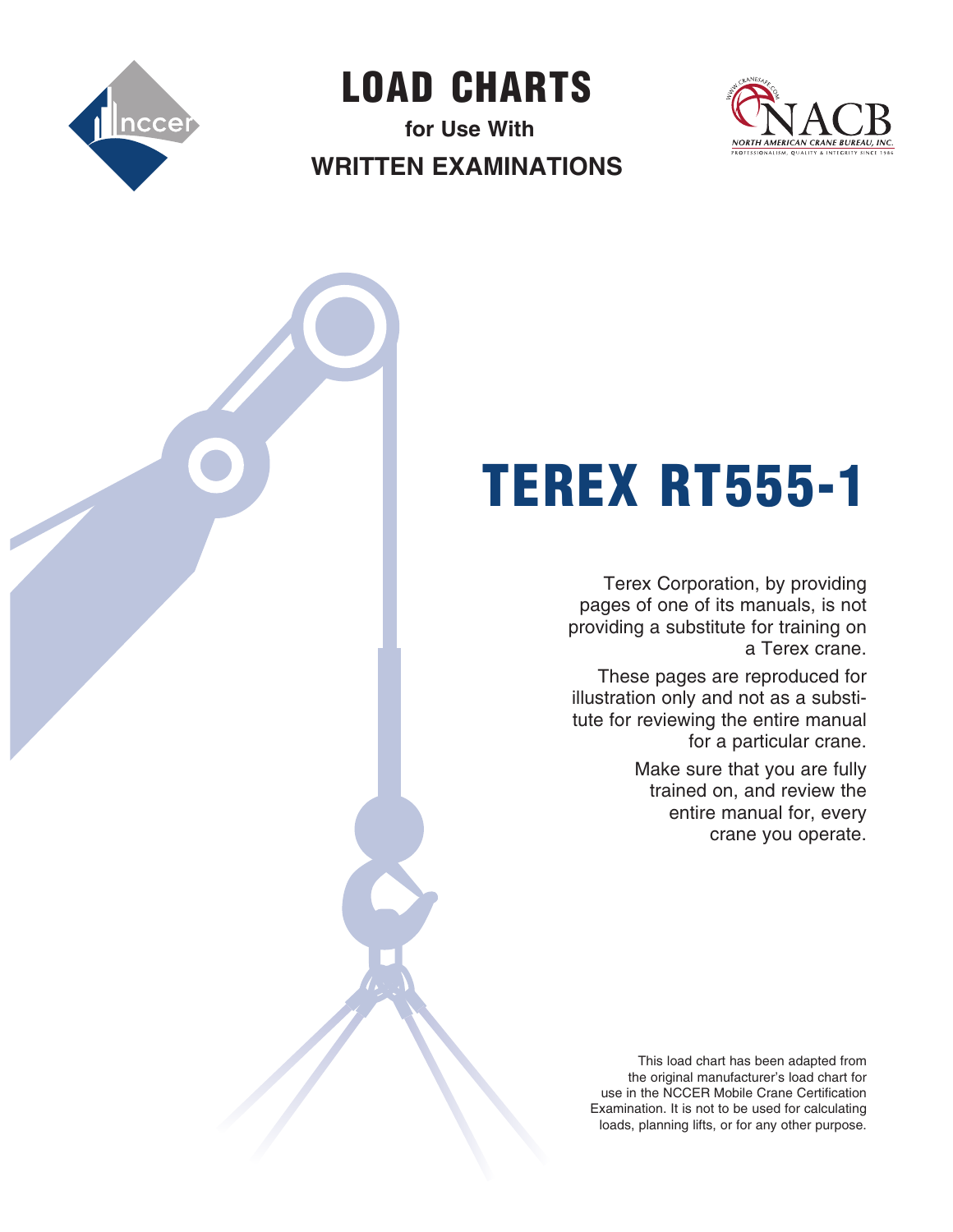# LOAD CHARTS

## for Use With

## WRITTEN EXAMINATIONS

# TEREX RT555-1

Terex Corporation, by providing pages of one of its manuals, is not providing a substitute for training on a Terex crane.

These pages are reproduced for illustration only and not as a substitute for reviewing the entire manual for a particular crane.

Make sure that you are fully trained on, and review the entire manual for, every crane you operate.

This load chart has been adapted from the original manufacturer's load chart for use in the NCCER Mobile Crane Certification Examination. It is not to be used for calculating loads, planning lifts, or for any other purpose.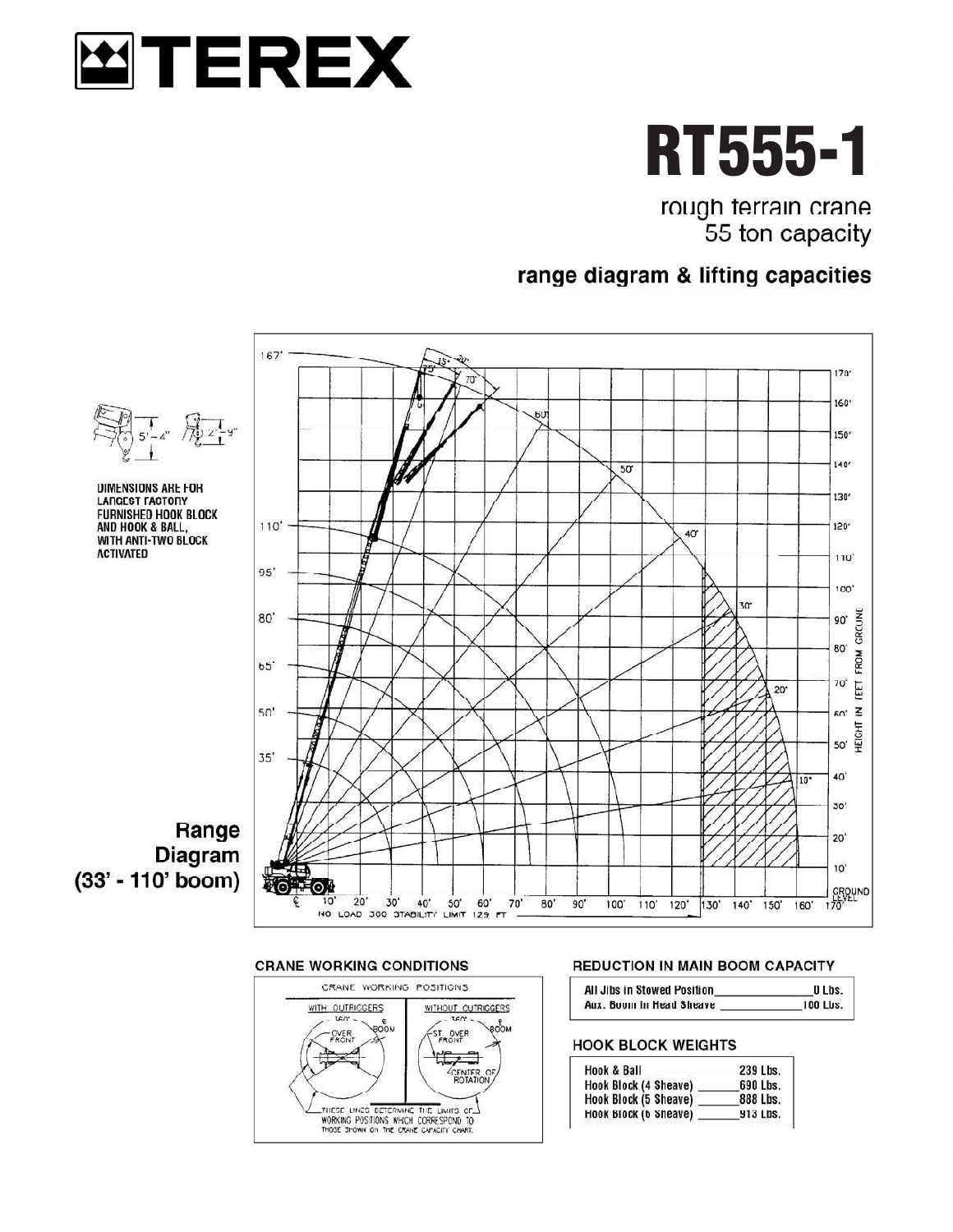# TEREX

# RT555-1

rough terrain crane
55 ton capacity

## range diagram & lifting capacities

DIMENSIONS ARE FOR LARGEST FACTORY FURNISHED HOOK BLOCK AND HOOK & BALL, WITH ANTI-TWO BLOCK ACTIVATED

5'-4"   2'-9"

**Range Diagram (33' - 110' boom)**

NO LOAD 360 STABILITY LIMIT 129 FT

### CRANE WORKING CONDITIONS

CRANE WORKING POSITIONS

WITH OUTRIGGERS — 360° — OVER FRONT — ℄ BOOM

WITHOUT OUTRIGGERS — 360° — ST. OVER FRONT — ℄ BOOM — CENTER OF ROTATION

THESE LINES DETERMINE THE LIMITS OF WORKING POSITIONS WHICH CORRESPOND TO THOSE SHOWN ON THE CRANE CAPACITY CHART.

### REDUCTION IN MAIN BOOM CAPACITY

| | |
|---|---|
| All Jibs in Stowed Position | 0 Lbs. |
| Aux. Boom in Head Sheave | 100 Lbs. |

### HOOK BLOCK WEIGHTS

| | |
|---|---|
| Hook & Ball | 239 Lbs. |
| Hook Block (4 Sheave) | 690 Lbs. |
| Hook Block (5 Sheave) | 888 Lbs. |
| Hook Block (6 Sheave) | 913 Lbs. |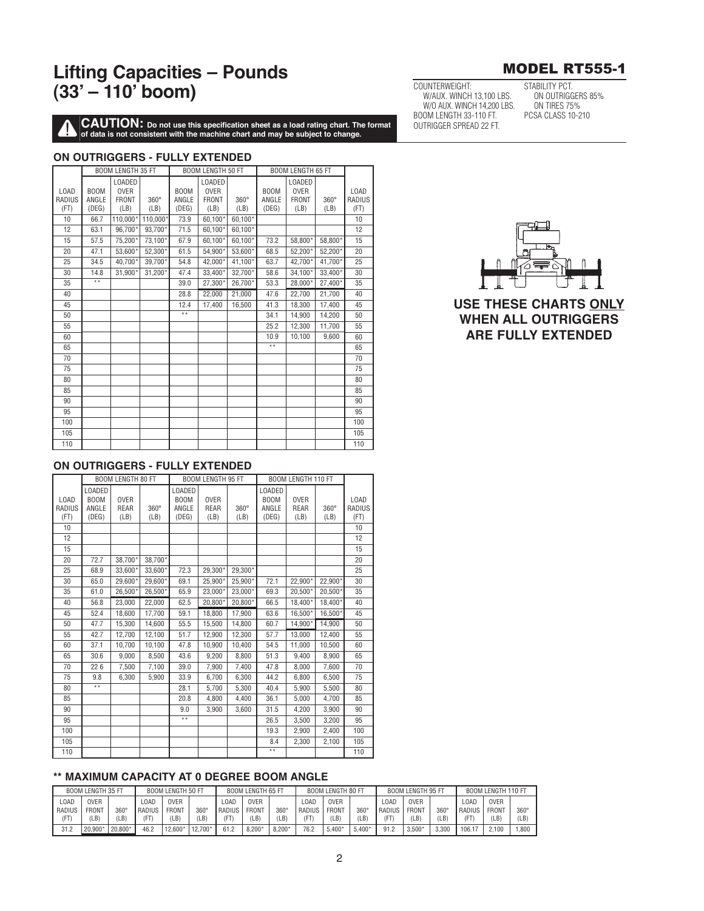# Lifting Capacities – Pounds (33' – 110' boom)

## MODEL RT555-1

COUNTERWEIGHT:
W/AUX. WINCH 13,100 LBS.
W/O AUX. WINCH 14,200 LBS.
BOOM LENGTH 33-110 FT.
OUTRIGGER SPREAD 22 FT.

STABILITY PCT.
ON OUTRIGGERS 85%
ON TIRES 75%
PCSA CLASS 10-210

**CAUTION: Do not use this specification sheet as a load rating chart. The format of data is not consistent with the machine chart and may be subject to change.**

### ON OUTRIGGERS - FULLY EXTENDED

| | BOOM LENGTH 35 FT | | | BOOM LENGTH 50 FT | | | BOOM LENGTH 65 FT | | | |
|---|---|---|---|---|---|---|---|---|---|---|
| LOAD RADIUS (FT) | BOOM ANGLE (DEG) | LOADED OVER FRONT (LB) | 360° (LB) | BOOM ANGLE (DEG) | LOADED OVER FRONT (LB) | 360° (LB) | BOOM ANGLE (DEG) | LOADED OVER FRONT (LB) | 360° (LB) | LOAD RADIUS (FT) |
| 10 | 66.7 | 110,000* | 110,000* | 73.9 | 60,100* | 60,100* | | | | 10 |
| 12 | 63.1 | 96,700* | 93,700* | 71.5 | 60,100* | 60,100* | | | | 12 |
| 15 | 57.5 | 75,200* | 73,100* | 67.9 | 60,100* | 60,100* | 73.2 | 58,800* | 58,800* | 15 |
| 20 | 47.1 | 53,600* | 52,300* | 61.5 | 54,900* | 53,600* | 68.5 | 52,200* | 52,200* | 20 |
| 25 | 34.5 | 40,700* | 39,700* | 54.8 | 42,000* | 41,100* | 63.7 | 42,700* | 41,700* | 25 |
| 30 | 14.8 | 31,900* | 31,200* | 47.4 | 33,400* | 32,700* | 58.6 | 34,100* | 33,400* | 30 |
| 35 | ** | | | 39.0 | 27,300* | 26,700* | 53.3 | 28,000* | 27,400* | 35 |
| 40 | | | | 28.8 | 22,000 | 21,000 | 47.6 | 22,700 | 21,700 | 40 |
| 45 | | | | 12.4 | 17,400 | 16,500 | 41.3 | 18,300 | 17,400 | 45 |
| 50 | | | | ** | | | 34.1 | 14,900 | 14,200 | 50 |
| 55 | | | | | | | 25.2 | 12,300 | 11,700 | 55 |
| 60 | | | | | | | 10.9 | 10,100 | 9,600 | 60 |
| 65 | | | | | | | ** | | | 65 |
| 70 | | | | | | | | | | 70 |
| 75 | | | | | | | | | | 75 |
| 80 | | | | | | | | | | 80 |
| 85 | | | | | | | | | | 85 |
| 90 | | | | | | | | | | 90 |
| 95 | | | | | | | | | | 95 |
| 100 | | | | | | | | | | 100 |
| 105 | | | | | | | | | | 105 |
| 110 | | | | | | | | | | 110 |

**USE THESE CHARTS ONLY WHEN ALL OUTRIGGERS ARE FULLY EXTENDED**

### ON OUTRIGGERS - FULLY EXTENDED

| | BOOM LENGTH 80 FT | | | BOOM LENGTH 95 FT | | | BOOM LENGTH 110 FT | | | |
|---|---|---|---|---|---|---|---|---|---|---|
| LOAD RADIUS (FT) | LOADED BOOM ANGLE (DEG) | OVER REAR (LB) | 360° (LB) | LOADED BOOM ANGLE (DEG) | OVER REAR (LB) | 360° (LB) | LOADED BOOM ANGLE (DEG) | OVER REAR (LB) | 360° (LB) | LOAD RADIUS (FT) |
| 10 | | | | | | | | | | 10 |
| 12 | | | | | | | | | | 12 |
| 15 | | | | | | | | | | 15 |
| 20 | 72.7 | 38,700* | 38,700* | | | | | | | 20 |
| 25 | 68.9 | 33,600* | 33,600* | 72.3 | 29,300* | 29,300* | | | | 25 |
| 30 | 65.0 | 29,600* | 29,600* | 69.1 | 25,900* | 25,900* | 72.1 | 22,900* | 22,900* | 30 |
| 35 | 61.0 | 26,500* | 26,500* | 65.9 | 23,000* | 23,000* | 69.3 | 20,500* | 20,500* | 35 |
| 40 | 56.8 | 23,000 | 22,000 | 62.5 | 20,800* | 20,800* | 66.5 | 18,400* | 18,400* | 40 |
| 45 | 52.4 | 18,600 | 17,700 | 59.1 | 18,800 | 17,900 | 63.6 | 16,500* | 16,500* | 45 |
| 50 | 47.7 | 15,300 | 14,600 | 55.5 | 15,500 | 14,800 | 60.7 | 14,900* | 14,900 | 50 |
| 55 | 42.7 | 12,700 | 12,100 | 51.7 | 12,900 | 12,300 | 57.7 | 13,000 | 12,400 | 55 |
| 60 | 37.1 | 10,700 | 10,100 | 47.8 | 10,900 | 10,400 | 54.5 | 11,000 | 10,500 | 60 |
| 65 | 30.6 | 9,000 | 8,500 | 43.6 | 9,200 | 8,800 | 51.3 | 9,400 | 8,900 | 65 |
| 70 | 22 6 | 7,500 | 7,100 | 39.0 | 7,900 | 7,400 | 47.8 | 8,000 | 7,600 | 70 |
| 75 | 9.8 | 6,300 | 5,900 | 33.9 | 6,700 | 6,300 | 44.2 | 6,800 | 6,500 | 75 |
| 80 | ** | | | 28.1 | 5,700 | 5,300 | 40.4 | 5,900 | 5,500 | 80 |
| 85 | | | | 20.8 | 4,800 | 4,400 | 36.1 | 5,000 | 4,700 | 85 |
| 90 | | | | 9.0 | 3,900 | 3,600 | 31.5 | 4,200 | 3,900 | 90 |
| 95 | | | | ** | | | 26.5 | 3,500 | 3,200 | 95 |
| 100 | | | | | | | 19.3 | 2,900 | 2,400 | 100 |
| 105 | | | | | | | 8.4 | 2,300 | 2,100 | 105 |
| 110 | | | | | | | ** | | | 110 |

### ** MAXIMUM CAPACITY AT 0 DEGREE BOOM ANGLE

| BOOM LENGTH 35 FT | | | BOOM LENGTH 50 FT | | | BOOM LENGTH 65 FT | | | BOOM LENGTH 80 FT | | | BOOM LENGTH 95 FT | | | BOOM LENGTH 110 FT | | |
|---|---|---|---|---|---|---|---|---|---|---|---|---|---|---|---|---|---|
| LOAD RADIUS (FT) | OVER FRONT (LB) | 360° (LB) | LOAD RADIUS (FT) | OVER FRONT (LB) | 360° (LB) | LOAD RADIUS (FT) | OVER FRONT (LB) | 360° (LB) | LOAD RADIUS (FT) | OVER FRONT (LB) | 360° (LB) | LOAD RADIUS (FT) | OVER FRONT (LB) | 360° (LB) | LOAD RADIUS (FT) | OVER FRONT (LB) | 360° (LB) |
| 31.2 | 20,900* | 20,800* | 46.2 | 12,600* | 12,700* | 61.2 | 8,200* | 8,200* | 76.2 | 5,400* | 5,400* | 91.2 | 3,500* | 3,300 | 106.17 | 2,100 | 1,800 |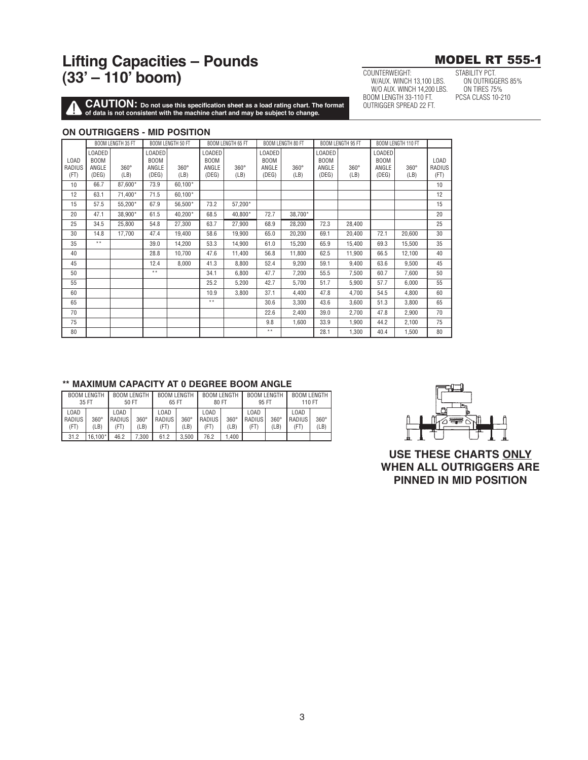# Lifting Capacities – Pounds (33' – 110' boom)

## MODEL RT 555-1

COUNTERWEIGHT:
W/AUX. WINCH 13,100 LBS.
W/O AUX. WINCH 14,200 LBS.
BOOM LENGTH 33-110 FT.
OUTRIGGER SPREAD 22 FT.

STABILITY PCT.
ON OUTRIGGERS 85%
ON TIRES 75%
PCSA CLASS 10-210

**CAUTION: Do not use this specification sheet as a load rating chart. The format of data is not consistent with the machine chart and may be subject to change.**

### ON OUTRIGGERS - MID POSITION

| | BOOM LENGTH 35 FT | | BOOM LENGTH 50 FT | | BOOM LENGTH 65 FT | | BOOM LENGTH 80 FT | | BOOM LENGTH 95 FT | | BOOM LENGTH 110 FT | | |
|---|---|---|---|---|---|---|---|---|---|---|---|---|---|
| LOAD RADIUS (FT) | LOADED BOOM ANGLE (DEG) | 360° (LB) | LOADED BOOM ANGLE (DEG) | 360° (LB) | LOADED BOOM ANGLE (DEG) | 360° (LB) | LOADED BOOM ANGLE (DEG) | 360° (LB) | LOADED BOOM ANGLE (DEG) | 360° (LB) | LOADED BOOM ANGLE (DEG) | 360° (LB) | LOAD RADIUS (FT) |
| 10 | 66.7 | 87,600* | 73.9 | 60,100* | | | | | | | | | 10 |
| 12 | 63.1 | 71,400* | 71.5 | 60,100* | | | | | | | | | 12 |
| 15 | 57.5 | 55,200* | 67.9 | 56,500* | 73.2 | 57,200* | | | | | | | 15 |
| 20 | 47.1 | 38,900* | 61.5 | 40,200* | 68.5 | 40,800* | 72.7 | 38,700* | | | | | 20 |
| 25 | 34.5 | 25,800 | 54.8 | 27,300 | 63.7 | 27,900 | 68.9 | 28,200 | 72.3 | 28,400 | | | 25 |
| 30 | 14.8 | 17,700 | 47.4 | 19,400 | 58.6 | 19,900 | 65.0 | 20,200 | 69.1 | 20,400 | 72.1 | 20,600 | 30 |
| 35 | ** | | 39.0 | 14,200 | 53.3 | 14,900 | 61.0 | 15,200 | 65.9 | 15,400 | 69.3 | 15,500 | 35 |
| 40 | | | 28.8 | 10,700 | 47.6 | 11,400 | 56.8 | 11,800 | 62.5 | 11,900 | 66.5 | 12,100 | 40 |
| 45 | | | 12.4 | 8,000 | 41.3 | 8,800 | 52.4 | 9,200 | 59.1 | 9,400 | 63.6 | 9,500 | 45 |
| 50 | | | ** | | 34.1 | 6,800 | 47.7 | 7,200 | 55.5 | 7,500 | 60.7 | 7,600 | 50 |
| 55 | | | | | 25.2 | 5,200 | 42.7 | 5,700 | 51.7 | 5,900 | 57.7 | 6,000 | 55 |
| 60 | | | | | 10.9 | 3,800 | 37.1 | 4,400 | 47.8 | 4,700 | 54.5 | 4,800 | 60 |
| 65 | | | | | ** | | 30.6 | 3,300 | 43.6 | 3,600 | 51.3 | 3,800 | 65 |
| 70 | | | | | | | 22.6 | 2,400 | 39.0 | 2,700 | 47.8 | 2,900 | 70 |
| 75 | | | | | | | 9.8 | 1,600 | 33.9 | 1,900 | 44.2 | 2,100 | 75 |
| 80 | | | | | | | ** | | 28.1 | 1,300 | 40.4 | 1,500 | 80 |

### ** MAXIMUM CAPACITY AT 0 DEGREE BOOM ANGLE

| BOOM LENGTH 35 FT | | BOOM LENGTH 50 FT | | BOOM LENGTH 65 FT | | BOOM LENGTH 80 FT | | BOOM LENGTH 95 FT | | BOOM LENGTH 110 FT | |
|---|---|---|---|---|---|---|---|---|---|---|---|
| LOAD RADIUS (FT) | 360° (LB) | LOAD RADIUS (FT) | 360° (LB) | LOAD RADIUS (FT) | 360° (LB) | LOAD RADIUS (FT) | 360° (LB) | LOAD RADIUS (FT) | 360° (LB) | LOAD RADIUS (FT) | 360° (LB) |
| 31.2 | 16,100* | 46.2 | 7,300 | 61.2 | 3,500 | 76.2 | 1,400 | | | | |

**USE THESE CHARTS ONLY WHEN ALL OUTRIGGERS ARE PINNED IN MID POSITION**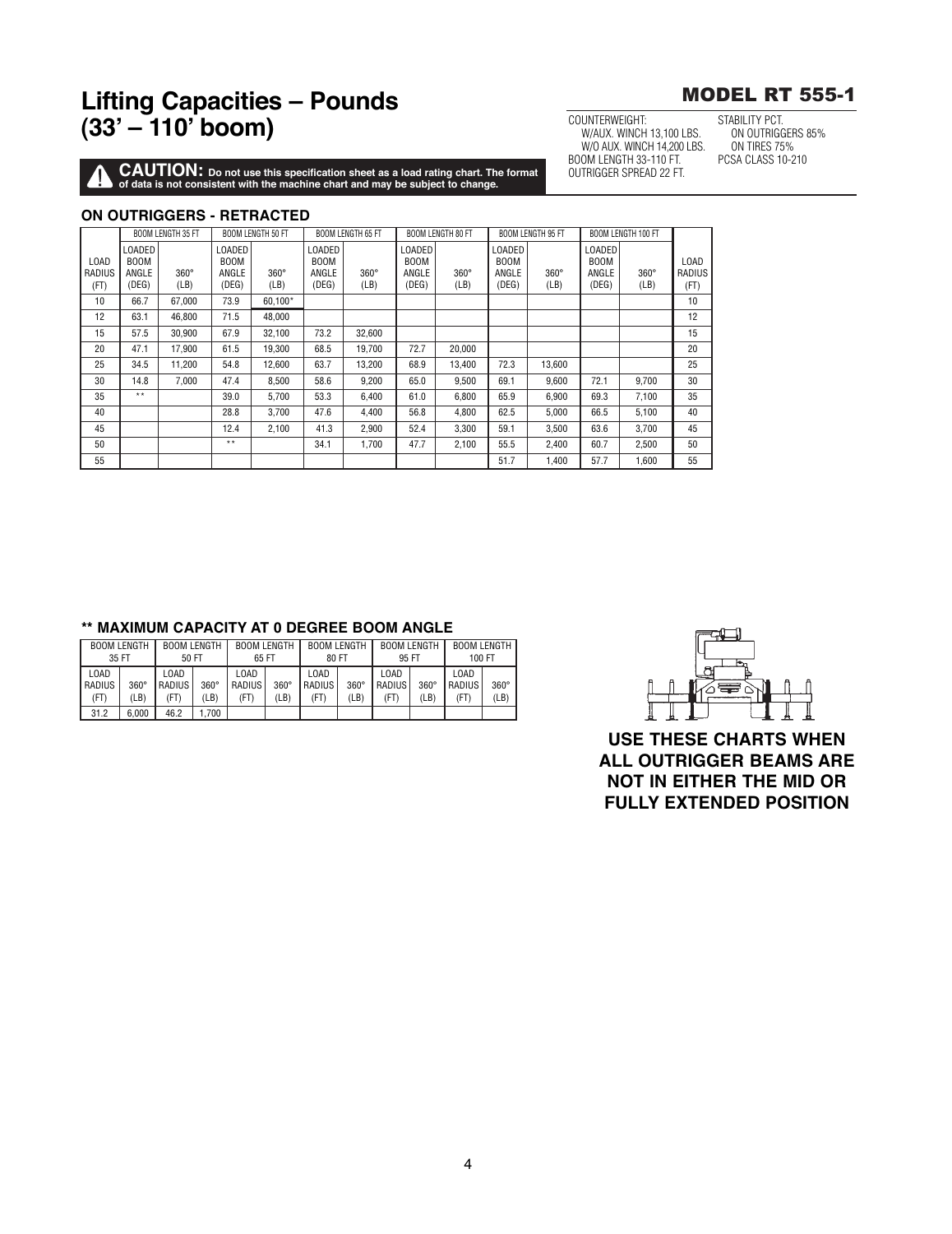# Lifting Capacities – Pounds (33' – 110' boom)

## MODEL RT 555-1

COUNTERWEIGHT:
W/AUX. WINCH 13,100 LBS.
W/O AUX. WINCH 14,200 LBS.
BOOM LENGTH 33-110 FT.
OUTRIGGER SPREAD 22 FT.

STABILITY PCT.
ON OUTRIGGERS 85%
ON TIRES 75%
PCSA CLASS 10-210

**CAUTION: Do not use this specification sheet as a load rating chart. The format of data is not consistent with the machine chart and may be subject to change.**

### ON OUTRIGGERS - RETRACTED

| | BOOM LENGTH 35 FT | | BOOM LENGTH 50 FT | | BOOM LENGTH 65 FT | | BOOM LENGTH 80 FT | | BOOM LENGTH 95 FT | | BOOM LENGTH 100 FT | | |
|---|---|---|---|---|---|---|---|---|---|---|---|---|---|
| LOAD RADIUS (FT) | LOADED BOOM ANGLE (DEG) | 360° (LB) | LOADED BOOM ANGLE (DEG) | 360° (LB) | LOADED BOOM ANGLE (DEG) | 360° (LB) | LOADED BOOM ANGLE (DEG) | 360° (LB) | LOADED BOOM ANGLE (DEG) | 360° (LB) | LOADED BOOM ANGLE (DEG) | 360° (LB) | LOAD RADIUS (FT) |
| 10 | 66.7 | 67,000 | 73.9 | 60,100* | | | | | | | | | 10 |
| 12 | 63.1 | 46,800 | 71.5 | 48,000 | | | | | | | | | 12 |
| 15 | 57.5 | 30,900 | 67.9 | 32,100 | 73.2 | 32,600 | | | | | | | 15 |
| 20 | 47.1 | 17,900 | 61.5 | 19,300 | 68.5 | 19,700 | 72.7 | 20,000 | | | | | 20 |
| 25 | 34.5 | 11,200 | 54.8 | 12,600 | 63.7 | 13,200 | 68.9 | 13,400 | 72.3 | 13,600 | | | 25 |
| 30 | 14.8 | 7,000 | 47.4 | 8,500 | 58.6 | 9,200 | 65.0 | 9,500 | 69.1 | 9,600 | 72.1 | 9,700 | 30 |
| 35 | ** | | 39.0 | 5,700 | 53.3 | 6,400 | 61.0 | 6,800 | 65.9 | 6,900 | 69.3 | 7,100 | 35 |
| 40 | | | 28.8 | 3,700 | 47.6 | 4,400 | 56.8 | 4,800 | 62.5 | 5,000 | 66.5 | 5,100 | 40 |
| 45 | | | 12.4 | 2,100 | 41.3 | 2,900 | 52.4 | 3,300 | 59.1 | 3,500 | 63.6 | 3,700 | 45 |
| 50 | | | ** | | 34.1 | 1,700 | 47.7 | 2,100 | 55.5 | 2,400 | 60.7 | 2,500 | 50 |
| 55 | | | | | | | | | 51.7 | 1,400 | 57.7 | 1,600 | 55 |

### ** MAXIMUM CAPACITY AT 0 DEGREE BOOM ANGLE

| BOOM LENGTH 35 FT | | BOOM LENGTH 50 FT | | BOOM LENGTH 65 FT | | BOOM LENGTH 80 FT | | BOOM LENGTH 95 FT | | BOOM LENGTH 100 FT | |
|---|---|---|---|---|---|---|---|---|---|---|---|
| LOAD RADIUS (FT) | 360° (LB) | LOAD RADIUS (FT) | 360° (LB) | LOAD RADIUS (FT) | 360° (LB) | LOAD RADIUS (FT) | 360° (LB) | LOAD RADIUS (FT) | 360° (LB) | LOAD RADIUS (FT) | 360° (LB) |
| 31.2 | 6,000 | 46.2 | 1,700 | | | | | | | | |

**USE THESE CHARTS WHEN ALL OUTRIGGER BEAMS ARE NOT IN EITHER THE MID OR FULLY EXTENDED POSITION**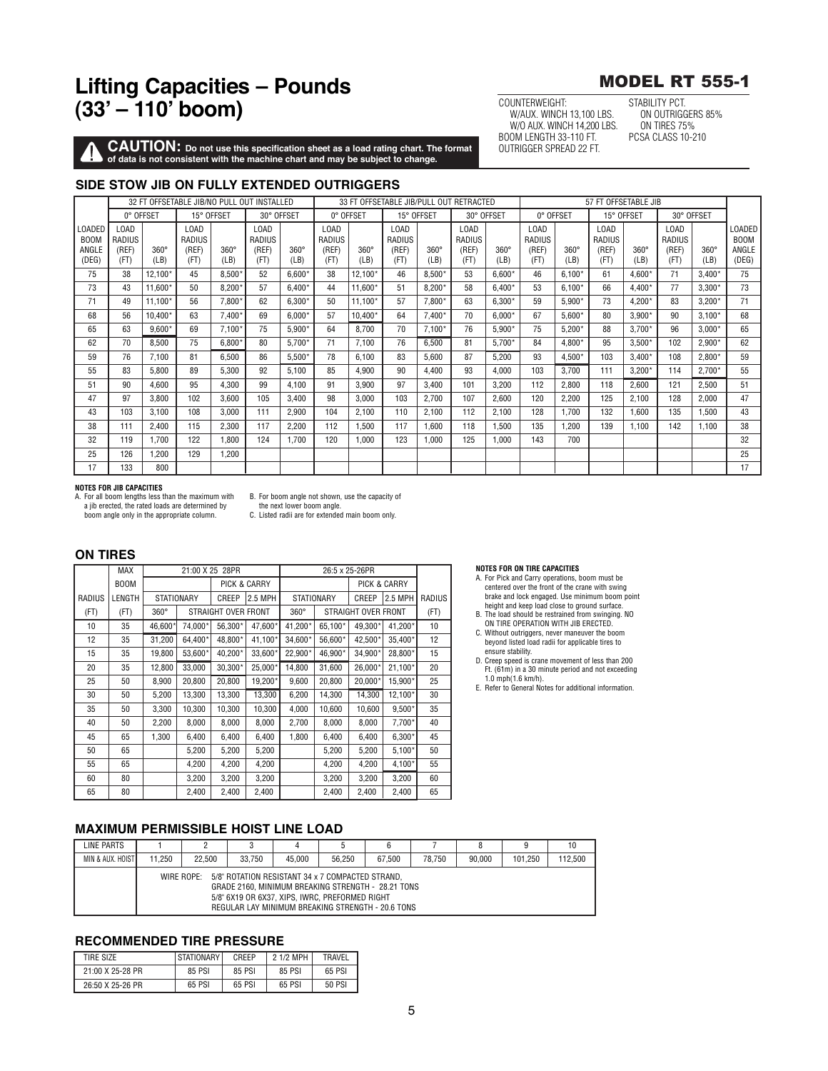# Lifting Capacities – Pounds (33' – 110' boom)

## MODEL RT 555-1

COUNTERWEIGHT:
W/AUX. WINCH 13,100 LBS.
W/O AUX. WINCH 14,200 LBS.
BOOM LENGTH 33-110 FT.
OUTRIGGER SPREAD 22 FT.

STABILITY PCT.
ON OUTRIGGERS 85%
ON TIRES 75%
PCSA CLASS 10-210

**CAUTION: Do not use this specification sheet as a load rating chart. The format of data is not consistent with the machine chart and may be subject to change.**

### SIDE STOW JIB ON FULLY EXTENDED OUTRIGGERS

| | 32 FT OFFSETABLE JIB/NO PULL OUT INSTALLED | | | | | | 33 FT OFFSETABLE JIB/PULL OUT RETRACTED | | | | | | 57 FT OFFSETABLE JIB | | | | | | |
|---|---|---|---|---|---|---|---|---|---|---|---|---|---|---|---|---|---|---|---|
| | 0° OFFSET | | 15° OFFSET | | 30° OFFSET | | 0° OFFSET | | 15° OFFSET | | 30° OFFSET | | 0° OFFSET | | 15° OFFSET | | 30° OFFSET | | |
| LOADED BOOM ANGLE (DEG) | LOAD RADIUS (REF) (FT) | 360° (LB) | LOAD RADIUS (REF) (FT) | 360° (LB) | LOAD RADIUS (REF) (FT) | 360° (LB) | LOAD RADIUS (REF) (FT) | 360° (LB) | LOAD RADIUS (REF) (FT) | 360° (LB) | LOAD RADIUS (REF) (FT) | 360° (LB) | LOAD RADIUS (REF) (FT) | 360° (LB) | LOAD RADIUS (REF) (FT) | 360° (LB) | LOAD RADIUS (REF) (FT) | 360° (LB) | LOADED BOOM ANGLE (DEG) |
| 75 | 38 | 12,100* | 45 | 8,500* | 52 | 6,600* | 38 | 12,100* | 46 | 8,500* | 53 | 6,600* | 46 | 6,100* | 61 | 4,600* | 71 | 3,400* | 75 |
| 73 | 43 | 11,600* | 50 | 8,200* | 57 | 6,400* | 44 | 11,600* | 51 | 8,200* | 58 | 6,400* | 53 | 6,100* | 66 | 4,400* | 77 | 3,300* | 73 |
| 71 | 49 | 11,100* | 56 | 7,800* | 62 | 6,300* | 50 | 11,100* | 57 | 7,800* | 63 | 6,300* | 59 | 5,900* | 73 | 4,200* | 83 | 3,200* | 71 |
| 68 | 56 | 10,400* | 63 | 7,400* | 69 | 6,000* | 57 | 10,400* | 64 | 7,400* | 70 | 6,000* | 67 | 5,600* | 80 | 3,900* | 90 | 3,100* | 68 |
| 65 | 63 | 9,600* | 69 | 7,100* | 75 | 5,900* | 64 | 8,700 | 70 | 7,100* | 76 | 5,900* | 75 | 5,200* | 88 | 3,700* | 96 | 3,000* | 65 |
| 62 | 70 | 8,500 | 75 | 6,800* | 80 | 5,700* | 71 | 7,100 | 76 | 6,500 | 81 | 5,700* | 84 | 4,800* | 95 | 3,500* | 102 | 2,900* | 62 |
| 59 | 76 | 7,100 | 81 | 6,500 | 86 | 5,500* | 78 | 6,100 | 83 | 5,600 | 87 | 5,200 | 93 | 4,500* | 103 | 3,400* | 108 | 2,800* | 59 |
| 55 | 83 | 5,800 | 89 | 5,300 | 92 | 5,100 | 85 | 4,900 | 90 | 4,400 | 93 | 4,000 | 103 | 3,700 | 111 | 3,200* | 114 | 2,700* | 55 |
| 51 | 90 | 4,600 | 95 | 4,300 | 99 | 4,100 | 91 | 3,900 | 97 | 3,400 | 101 | 3,200 | 112 | 2,800 | 118 | 2,600 | 121 | 2,500 | 51 |
| 47 | 97 | 3,800 | 102 | 3,600 | 105 | 3,400 | 98 | 3,000 | 103 | 2,700 | 107 | 2,600 | 120 | 2,200 | 125 | 2,100 | 128 | 2,000 | 47 |
| 43 | 103 | 3,100 | 108 | 3,000 | 111 | 2,900 | 104 | 2,100 | 110 | 2,100 | 112 | 2,100 | 128 | 1,700 | 132 | 1,600 | 135 | 1,500 | 43 |
| 38 | 111 | 2,400 | 115 | 2,300 | 117 | 2,200 | 112 | 1,500 | 117 | 1,600 | 118 | 1,500 | 135 | 1,200 | 139 | 1,100 | 142 | 1,100 | 38 |
| 32 | 119 | 1,700 | 122 | 1,800 | 124 | 1,700 | 120 | 1,000 | 123 | 1,000 | 125 | 1,000 | 143 | 700 | | | | | 32 |
| 25 | 126 | 1,200 | 129 | 1,200 | | | | | | | | | | | | | | | 25 |
| 17 | 133 | 800 | | | | | | | | | | | | | | | | | 17 |

**NOTES FOR JIB CAPACITIES**

A. For all boom lengths less than the maximum with a jib erected, the rated loads are determined by boom angle only in the appropriate column.

B. For boom angle not shown, use the capacity of the next lower boom angle.

C. Listed radii are for extended main boom only.

### ON TIRES

| | MAX BOOM | 21:00 X 25 28PR | | | | 26:5 x 25-26PR | | | | |
|---|---|---|---|---|---|---|---|---|---|---|
| | | | | PICK & CARRY | | | | PICK & CARRY | | |
| RADIUS | LENGTH | STATIONARY | CREEP | | 2.5 MPH | STATIONARY | CREEP | | 2.5 MPH | RADIUS |
| (FT) | (FT) | 360° | STRAIGHT OVER FRONT | | | 360° | STRAIGHT OVER FRONT | | | (FT) |
| 10 | 35 | 46,600* | 74,000* | 56,300* | 47,600* | 41,200* | 65,100* | 49,300* | 41,200* | 10 |
| 12 | 35 | 31,200 | 64,400* | 48,800* | 41,100* | 34,600* | 56,600* | 42,500* | 35,400* | 12 |
| 15 | 35 | 19,800 | 53,600* | 40,200* | 33,600* | 22,900* | 46,900* | 34,900* | 28,800* | 15 |
| 20 | 35 | 12,800 | 33,000 | 30,300* | 25,000* | 14,800 | 31,600 | 26,000* | 21,100* | 20 |
| 25 | 50 | 8,900 | 20,800 | 20,800 | 19,200* | 9,600 | 20,800 | 20,000* | 15,900* | 25 |
| 30 | 50 | 5,200 | 13,300 | 13,300 | 13,300 | 6,200 | 14,300 | 14,300 | 12,100* | 30 |
| 35 | 50 | 3,300 | 10,300 | 10,300 | 10,300 | 4,000 | 10,600 | 10,600 | 9,500* | 35 |
| 40 | 50 | 2,200 | 8,000 | 8,000 | 8,000 | 2,700 | 8,000 | 8,000 | 7,700* | 40 |
| 45 | 65 | 1,300 | 6,400 | 6,400 | 6,400 | 1,800 | 6,400 | 6,400 | 6,300* | 45 |
| 50 | 65 | | 5,200 | 5,200 | 5,200 | | 5,200 | 5,200 | 5,100* | 50 |
| 55 | 65 | | 4,200 | 4,200 | 4,200 | | 4,200 | 4,200 | 4,100* | 55 |
| 60 | 80 | | 3,200 | 3,200 | 3,200 | | 3,200 | 3,200 | 3,200 | 60 |
| 65 | 80 | | 2,400 | 2,400 | 2,400 | | 2,400 | 2,400 | 2,400 | 65 |

**NOTES FOR ON TIRE CAPACITIES**

A. For Pick and Carry operations, boom must be centered over the front of the crane with swing brake and lock engaged. Use minimum boom point height and keep load close to ground surface.

B. The load should be restrained from swinging. NO ON TIRE OPERATION WITH JIB ERECTED.

C. Without outriggers, never maneuver the boom beyond listed load radii for applicable tires to ensure stability.

D. Creep speed is crane movement of less than 200 Ft. (61m) in a 30 minute period and not exceeding 1.0 mph(1.6 km/h).

E. Refer to General Notes for additional information.

### MAXIMUM PERMISSIBLE HOIST LINE LOAD

| LINE PARTS | 1 | 2 | 3 | 4 | 5 | 6 | 7 | 8 | 9 | 10 |
|---|---|---|---|---|---|---|---|---|---|---|
| MIN & AUX. HOIST | 11,250 | 22,500 | 33,750 | 45,000 | 56,250 | 67,500 | 78,750 | 90,000 | 101,250 | 112,500 |
| | WIRE ROPE: 5/8" ROTATION RESISTANT 34 x 7 COMPACTED STRAND, GRADE 2160, MINIMUM BREAKING STRENGTH - 28.21 TONS; 5/8" 6X19 OR 6X37, XIPS, IWRC, PREFORMED RIGHT REGULAR LAY MINIMUM BREAKING STRENGTH - 20.6 TONS | | | | | | | | | |

### RECOMMENDED TIRE PRESSURE

| TIRE SIZE | STATIONARY | CREEP | 2 1/2 MPH | TRAVEL |
|---|---|---|---|---|
| 21:00 X 25-28 PR | 85 PSI | 85 PSI | 85 PSI | 65 PSI |
| 26:50 X 25-26 PR | 65 PSI | 65 PSI | 65 PSI | 50 PSI |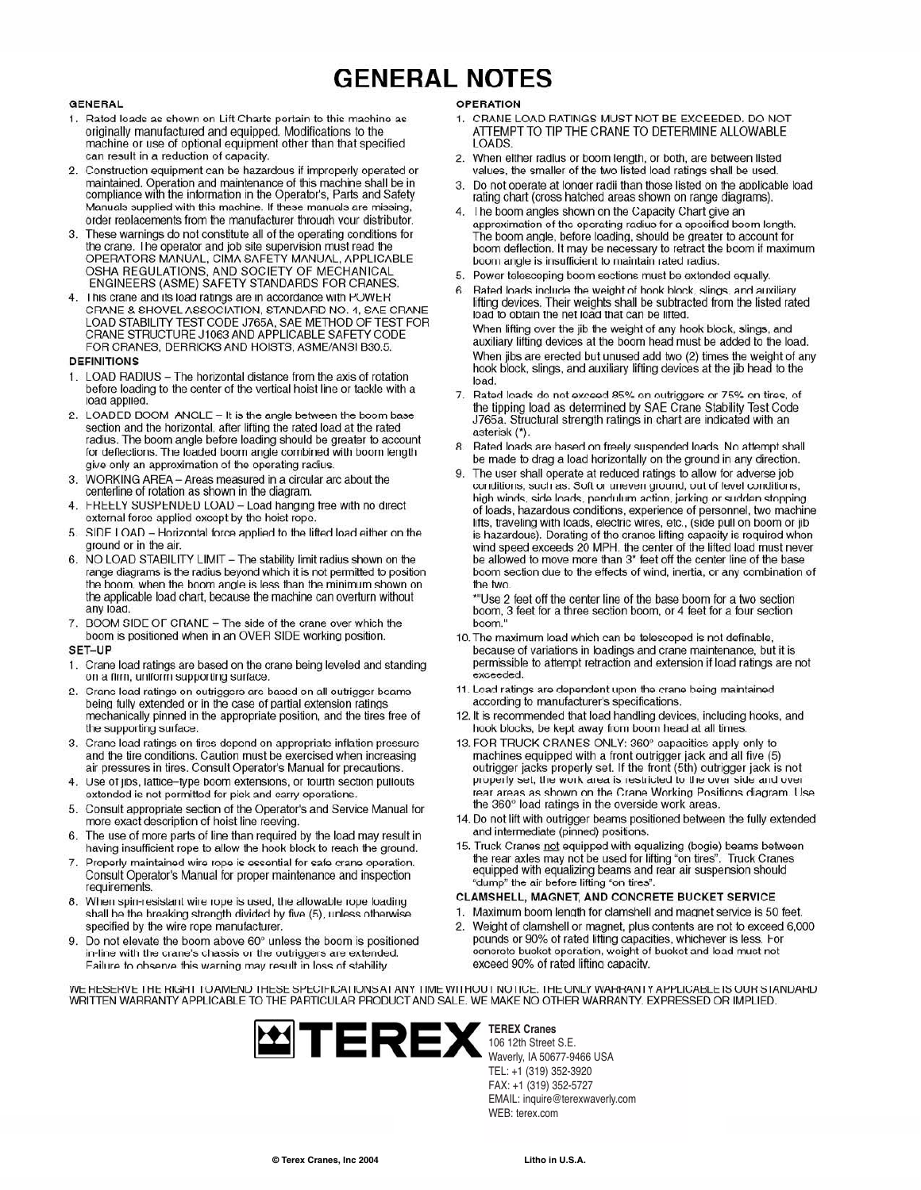# GENERAL NOTES

## GENERAL

1. Rated loads as shown on Lift Charts pertain to this machine as originally manufactured and equipped. Modifications to the machine or use of optional equipment other than that specified can result in a reduction of capacity.
2. Construction equipment can be hazardous if improperly operated or maintained. Operation and maintenance of this machine shall be in compliance with the information in the Operator's, Parts and Safety Manuals supplied with this machine. If these manuals are missing, order replacements from the manufacturer through your distributor.
3. These warnings do not constitute all of the operating conditions for the crane. The operator and job site supervision must read the OPERATORS MANUAL, CIMA SAFETY MANUAL, APPLICABLE OSHA REGULATIONS, AND SOCIETY OF MECHANICAL ENGINEERS (ASME) SAFETY STANDARDS FOR CRANES.
4. This crane and its load ratings are in accordance with POWER CRANE & SHOVEL ASSOCIATION, STANDARD NO. 4, SAE CRANE LOAD STABILITY TEST CODE J765A, SAE METHOD OF TEST FOR CRANE STRUCTURE J1063 AND APPLICABLE SAFETY CODE FOR CRANES, DERRICKS AND HOISTS, ASME/ANSI B30.5.

## DEFINITIONS

1. LOAD RADIUS – The horizontal distance from the axis of rotation before loading to the center of the vertical hoist line or tackle with a load applied.
2. LOADED BOOM ANGLE – It is the angle between the boom base section and the horizontal, after lifting the rated load at the rated radius. The boom angle before loading should be greater to account for deflections. The loaded boom angle combined with boom length give only an approximation of the operating radius.
3. WORKING AREA – Areas measured in a circular arc about the centerline of rotation as shown in the diagram.
4. FREELY SUSPENDED LOAD – Load hanging free with no direct external force applied except by the hoist rope.
5. SIDE LOAD – Horizontal force applied to the lifted load either on the ground or in the air.
6. NO LOAD STABILITY LIMIT – The stability limit radius shown on the range diagrams is the radius beyond which it is not permitted to position the boom, when the boom angle is less than the minimum shown on the applicable load chart, because the machine can overturn without any load.
7. BOOM SIDE OF CRANE – The side of the crane over which the boom is positioned when in an OVER SIDE working position.

## SET–UP

1. Crane load ratings are based on the crane being leveled and standing on a firm, uniform supporting surface.
2. Crane load ratings on outriggers are based on all outrigger beams being fully extended or in the case of partial extension ratings mechanically pinned in the appropriate position, and the tires free of the supporting surface.
3. Crane load ratings on tires depend on appropriate inflation pressure and the tire conditions. Caution must be exercised when increasing air pressures in tires. Consult Operator's Manual for precautions.
4. Use of jibs, lattice–type boom extensions, or fourth section pullouts extended is not permitted for pick and carry operations.
5. Consult appropriate section of the Operator's and Service Manual for more exact description of hoist line reeving.
6. The use of more parts of line than required by the load may result in having insufficient rope to allow the hook block to reach the ground.
7. Properly maintained wire rope is essential for safe crane operation. Consult Operator's Manual for proper maintenance and inspection requirements.
8. When spin-resistant wire rope is used, the allowable rope loading shall be the breaking strength divided by five (5), unless otherwise specified by the wire rope manufacturer.
9. Do not elevate the boom above 60° unless the boom is positioned in-line with the crane's chassis or the outriggers are extended. Failure to observe this warning may result in loss of stability.

## OPERATION

1. CRANE LOAD RATINGS MUST NOT BE EXCEEDED. DO NOT ATTEMPT TO TIP THE CRANE TO DETERMINE ALLOWABLE LOADS.
2. When either radius or boom length, or both, are between listed values, the smaller of the two listed load ratings shall be used.
3. Do not operate at longer radii than those listed on the applicable load rating chart (cross hatched areas shown on range diagrams).
4. The boom angles shown on the Capacity Chart give an approximation of the operating radius for a specified boom length. The boom angle, before loading, should be greater to account for boom deflection. It may be necessary to retract the boom if maximum boom angle is insufficient to maintain rated radius.
5. Power telescoping boom sections must be extended equally.
6. Rated loads include the weight of hook block, slings, and auxiliary lifting devices. Their weights shall be subtracted from the listed rated load to obtain the net load that can be lifted.
   When lifting over the jib the weight of any hook block, slings, and auxiliary lifting devices at the boom head must be added to the load.
   When jibs are erected but unused add two (2) times the weight of any hook block, slings, and auxiliary lifting devices at the jib head to the load.
7. Rated loads do not exceed 85% on outriggers or 75% on tires, of the tipping load as determined by SAE Crane Stability Test Code J765a. Structural strength ratings in chart are indicated with an asterisk (*).
8. Rated loads are based on freely suspended loads. No attempt shall be made to drag a load horizontally on the ground in any direction.
9. The user shall operate at reduced ratings to allow for adverse job conditions, such as: Soft or uneven ground, out of level conditions, high winds, side loads, pendulum action, jerking or sudden stopping of loads, hazardous conditions, experience of personnel, two machine lifts, traveling with loads, electric wires, etc., (side pull on boom or jib is hazardous). Derating of the cranes lifting capacity is required when wind speed exceeds 20 MPH. the center of the lifted load must never be allowed to move more than 3* feet off the center line of the base boom section due to the effects of wind, inertia, or any combination of the two.
   *"Use 2 feet off the center line of the base boom for a two section boom, 3 feet for a three section boom, or 4 feet for a four section boom."
10. The maximum load which can be telescoped is not definable, because of variations in loadings and crane maintenance, but it is permissible to attempt retraction and extension if load ratings are not exceeded.
11. Load ratings are dependent upon the crane being maintained according to manufacturer's specifications.
12. It is recommended that load handling devices, including hooks, and hook blocks, be kept away from boom head at all times.
13. FOR TRUCK CRANES ONLY: 360° capacities apply only to machines equipped with a front outrigger jack and all five (5) outrigger jacks properly set. If the front (5th) outrigger jack is not properly set, the work area is restricted to the over side and over rear areas as shown on the Crane Working Positions diagram. Use the 360° load ratings in the overside work areas.
14. Do not lift with outrigger beams positioned between the fully extended and intermediate (pinned) positions.
15. Truck Cranes not equipped with equalizing (bogie) beams between the rear axles may not be used for lifting "on tires". Truck Cranes equipped with equalizing beams and rear air suspension should "dump" the air before lifting "on tires".

## CLAMSHELL, MAGNET, AND CONCRETE BUCKET SERVICE

1. Maximum boom length for clamshell and magnet service is 50 feet.
2. Weight of clamshell or magnet, plus contents are not to exceed 6,000 pounds or 90% of rated lifting capacities, whichever is less. For concrete bucket operation, weight of bucket and load must not exceed 90% of rated lifting capacity.

WE RESERVE THE RIGHT TO AMEND THESE SPECIFICATIONS AT ANY TIME WITHOUT NOTICE. THE ONLY WARRANTY APPLICABLE IS OUR STANDARD WRITTEN WARRANTY APPLICABLE TO THE PARTICULAR PRODUCT AND SALE. WE MAKE NO OTHER WARRANTY. EXPRESSED OR IMPLIED.

**TEREX**

**TEREX Cranes**
106 12th Street S.E.
Waverly, IA 50677-9466 USA
TEL: +1 (319) 352-3920
FAX: +1 (319) 352-5727
EMAIL: inquire@terexwaverly.com
WEB: terex.com

© Terex Cranes, Inc 2004

Litho in U.S.A.